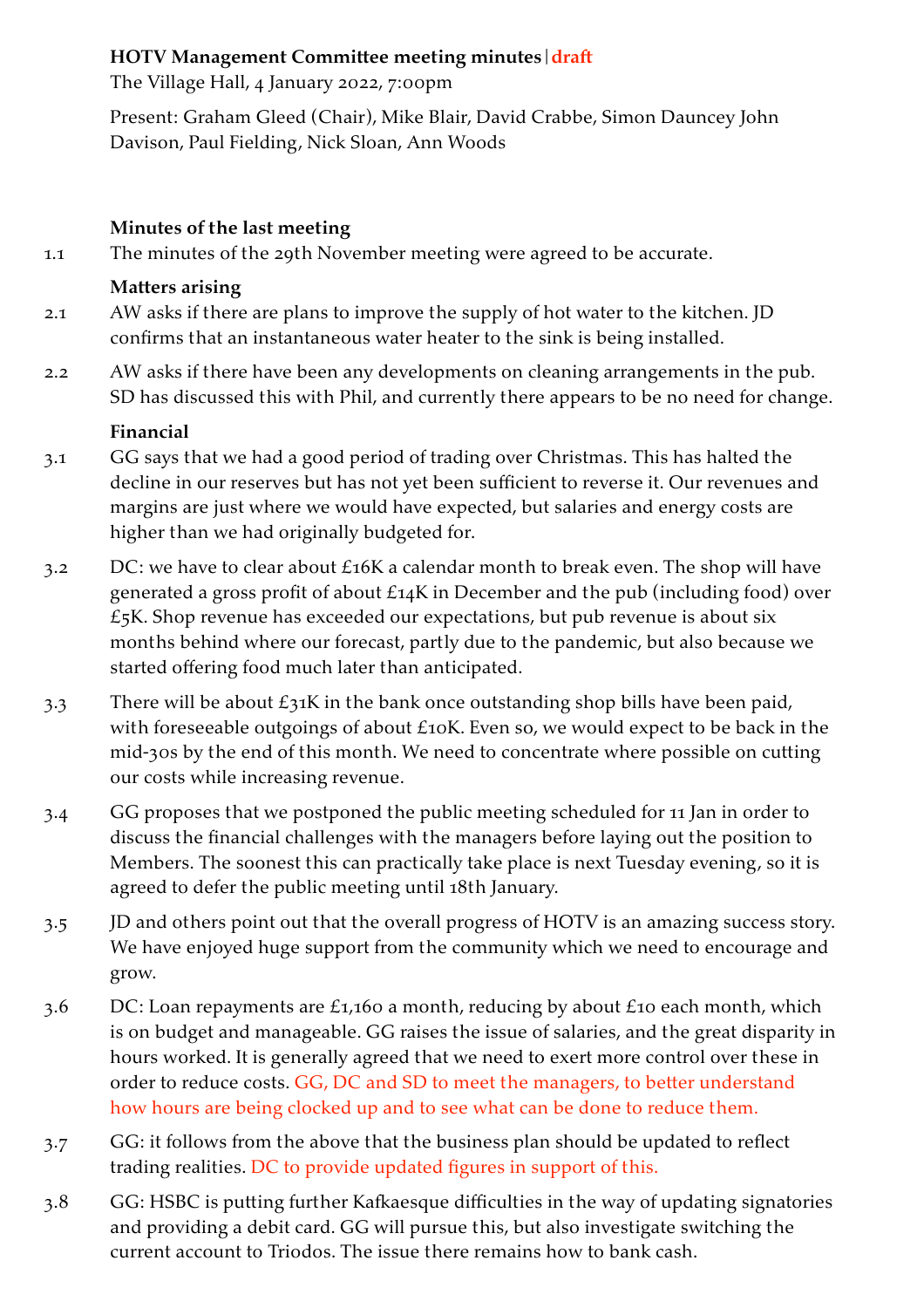**HOTV Management Committee meeting minutes | draft**

The Village Hall, 4 January 2022, 7:00pm

Present: Graham Gleed (Chair), Mike Blair, David Crabbe, Simon Dauncey John Davison, Paul Fielding, Nick Sloan, Ann Woods

**Minutes of the last meeting**

1.1 The minutes of the 29th November meeting were agreed to be accurate.

**Matters arising**

2.1 AW asks if there are plans to improve the supply of hot water to the kitchen. JD confirms that an instantaneous water heater to the sink is being installed.

2.2 AW asks if there have been any developments on cleaning arrangements in the pub. SD has discussed this with Phil, and currently there appears to be no need for change.

**Financial**

3.1 GG says that we had a good period of trading over Christmas. This has halted the decline in our reserves but has not yet been sufficient to reverse it. Our revenues and margins are just where we would have expected, but salaries and energy costs are higher than we had originally budgeted for.

3.2 DC: we have to clear about £16K a calendar month to break even. The shop will have generated a gross profit of about £14K in December and the pub (including food) over £5K. Shop revenue has exceeded our expectations, but pub revenue is about six months behind where our forecast, partly due to the pandemic, but also because we started offering food much later than anticipated.

3.3 There will be about £31K in the bank once outstanding shop bills have been paid, with foreseeable outgoings of about £10K. Even so, we would expect to be back in the mid-30s by the end of this month. We need to concentrate where possible on cutting our costs while increasing revenue.

3.4 GG proposes that we postponed the public meeting scheduled for 11 Jan in order to discuss the financial challenges with the managers before laying out the position to Members. The soonest this can practically take place is next Tuesday evening, so it is agreed to defer the public meeting until 18th January.

3.5 JD and others point out that the overall progress of HOTV is an amazing success story. We have enjoyed huge support from the community which we need to encourage and grow.

3.6 DC: Loan repayments are £1,160 a month, reducing by about £10 each month, which is on budget and manageable. GG raises the issue of salaries, and the great disparity in hours worked. It is generally agreed that we need to exert more control over these in order to reduce costs. GG, DC and SD to meet the managers, to better understand how hours are being clocked up and to see what can be done to reduce them.

3.7 GG: it follows from the above that the business plan should be updated to reflect trading realities. DC to provide updated figures in support of this.

3.8 GG: HSBC is putting further Kafkaesque difficulties in the way of updating signatories and providing a debit card. GG will pursue this, but also investigate switching the current account to Triodos. The issue there remains how to bank cash.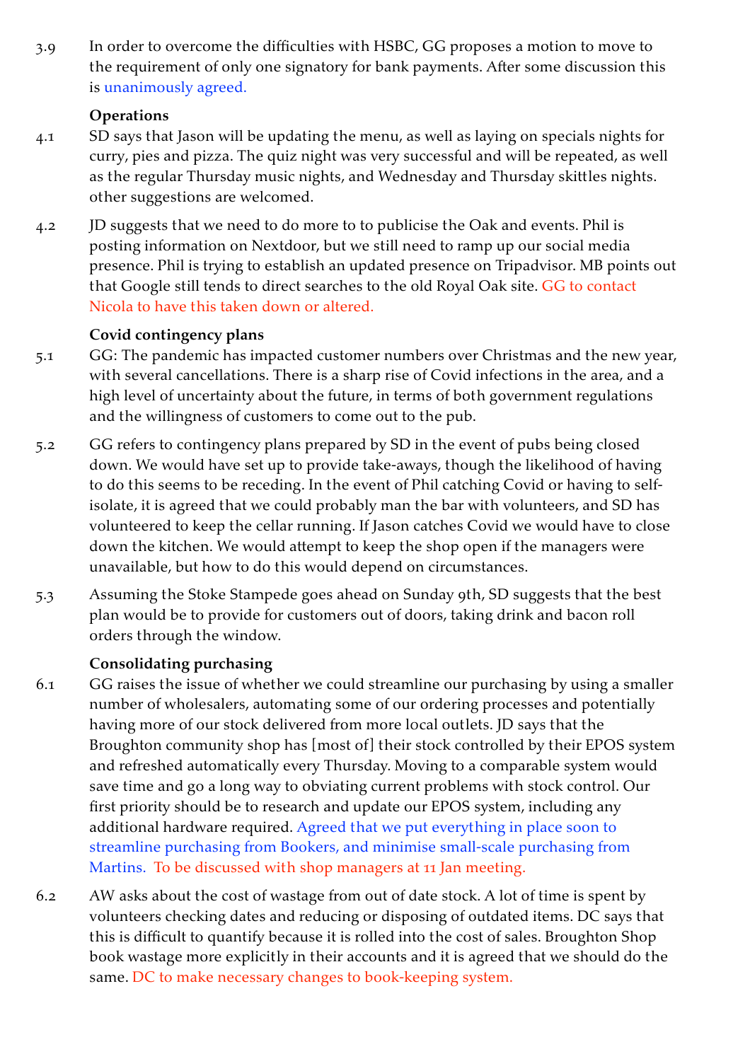3.9 In order to overcome the difficulties with HSBC, GG proposes a motion to move to the requirement of only one signatory for bank payments. After some discussion this is unanimously agreed.

**Operations**

4.1 SD says that Jason will be updating the menu, as well as laying on specials nights for curry, pies and pizza. The quiz night was very successful and will be repeated, as well as the regular Thursday music nights, and Wednesday and Thursday skittles nights. other suggestions are welcomed.

4.2 JD suggests that we need to do more to to publicise the Oak and events. Phil is posting information on Nextdoor, but we still need to ramp up our social media presence. Phil is trying to establish an updated presence on Tripadvisor. MB points out that Google still tends to direct searches to the old Royal Oak site. GG to contact Nicola to have this taken down or altered.

**Covid contingency plans**

5.1 GG: The pandemic has impacted customer numbers over Christmas and the new year, with several cancellations. There is a sharp rise of Covid infections in the area, and a high level of uncertainty about the future, in terms of both government regulations and the willingness of customers to come out to the pub.

5.2 GG refers to contingency plans prepared by SD in the event of pubs being closed down. We would have set up to provide take-aways, though the likelihood of having to do this seems to be receding. In the event of Phil catching Covid or having to self-isolate, it is agreed that we could probably man the bar with volunteers, and SD has volunteered to keep the cellar running. If Jason catches Covid we would have to close down the kitchen. We would attempt to keep the shop open if the managers were unavailable, but how to do this would depend on circumstances.

5.3 Assuming the Stoke Stampede goes ahead on Sunday 9th, SD suggests that the best plan would be to provide for customers out of doors, taking drink and bacon roll orders through the window.

**Consolidating purchasing**

6.1 GG raises the issue of whether we could streamline our purchasing by using a smaller number of wholesalers, automating some of our ordering processes and potentially having more of our stock delivered from more local outlets. JD says that the Broughton community shop has [most of] their stock controlled by their EPOS system and refreshed automatically every Thursday. Moving to a comparable system would save time and go a long way to obviating current problems with stock control. Our first priority should be to research and update our EPOS system, including any additional hardware required. Agreed that we put everything in place soon to streamline purchasing from Bookers, and minimise small-scale purchasing from Martins. To be discussed with shop managers at 11 Jan meeting.

6.2 AW asks about the cost of wastage from out of date stock. A lot of time is spent by volunteers checking dates and reducing or disposing of outdated items. DC says that this is difficult to quantify because it is rolled into the cost of sales. Broughton Shop book wastage more explicitly in their accounts and it is agreed that we should do the same. DC to make necessary changes to book-keeping system.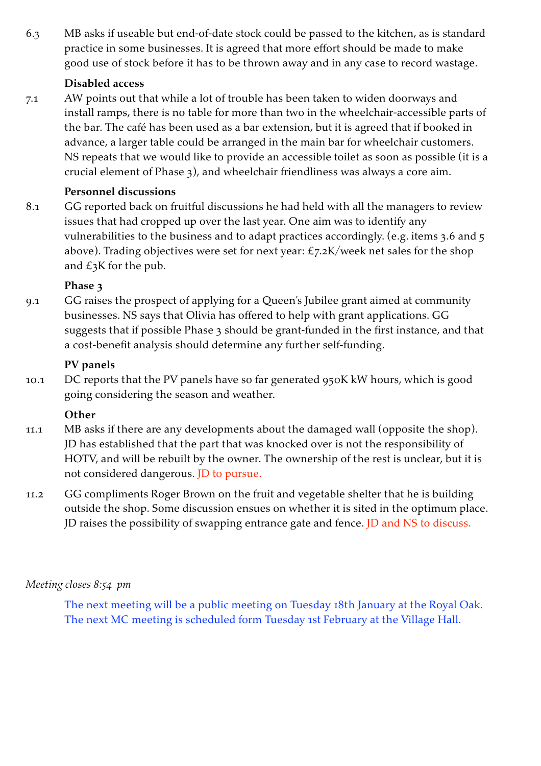6.3 MB asks if useable but end-of-date stock could be passed to the kitchen, as is standard practice in some businesses. It is agreed that more effort should be made to make good use of stock before it has to be thrown away and in any case to record wastage.

**Disabled access**

7.1 AW points out that while a lot of trouble has been taken to widen doorways and install ramps, there is no table for more than two in the wheelchair-accessible parts of the bar. The café has been used as a bar extension, but it is agreed that if booked in advance, a larger table could be arranged in the main bar for wheelchair customers. NS repeats that we would like to provide an accessible toilet as soon as possible (it is a crucial element of Phase 3), and wheelchair friendliness was always a core aim.

**Personnel discussions**

8.1 GG reported back on fruitful discussions he had held with all the managers to review issues that had cropped up over the last year. One aim was to identify any vulnerabilities to the business and to adapt practices accordingly. (e.g. items 3.6 and 5 above). Trading objectives were set for next year: £7.2K/week net sales for the shop and £3K for the pub.

**Phase 3**

9.1 GG raises the prospect of applying for a Queen's Jubilee grant aimed at community businesses. NS says that Olivia has offered to help with grant applications. GG suggests that if possible Phase 3 should be grant-funded in the first instance, and that a cost-benefit analysis should determine any further self-funding.

**PV panels**

10.1 DC reports that the PV panels have so far generated 950K kW hours, which is good going considering the season and weather.

**Other**

11.1 MB asks if there are any developments about the damaged wall (opposite the shop). JD has established that the part that was knocked over is not the responsibility of HOTV, and will be rebuilt by the owner. The ownership of the rest is unclear, but it is not considered dangerous. JD to pursue.

11.2 GG compliments Roger Brown on the fruit and vegetable shelter that he is building outside the shop. Some discussion ensues on whether it is sited in the optimum place. JD raises the possibility of swapping entrance gate and fence. JD and NS to discuss.

*Meeting closes 8:54 pm*

The next meeting will be a public meeting on Tuesday 18th January at the Royal Oak.
The next MC meeting is scheduled form Tuesday 1st February at the Village Hall.